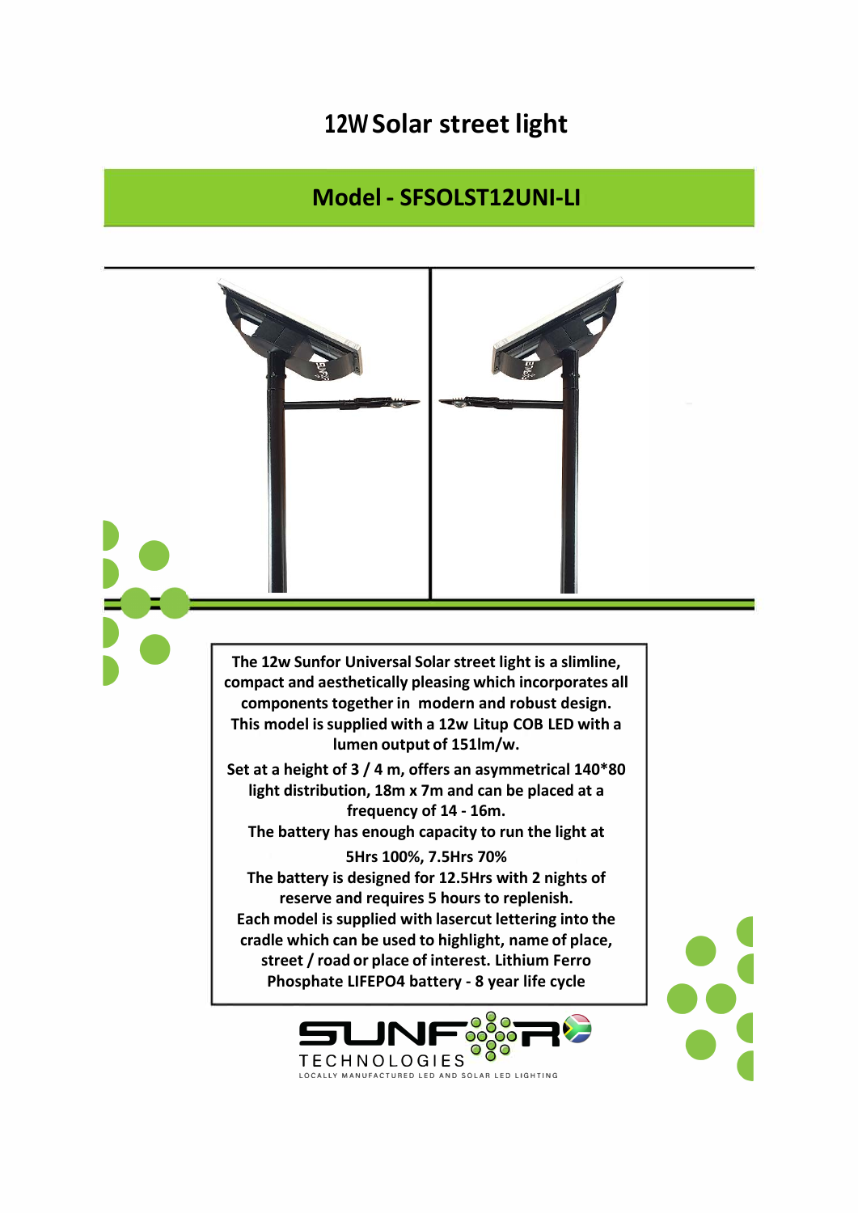# 12W Solar street light

## Model - SFSOLST12UNI-LI

The 12w Sunfor Universal Solar street light is a slimline, compact and aesthetically pleasing which incorporates all components together in modern and robust design. This model is supplied with a 12w Litup COB LED with a lumen output of 151lm/w.

Set at a height of 3 / 4 m, offers an asymmetrical 140*80 light distribution, 18m x 7m and can be placed at a frequency of 14 - 16m.

The battery has enough capacity to run the light at

5Hrs 100%, 7.5Hrs 70%

The battery is designed for 12.5Hrs with 2 nights of reserve and requires 5 hours to replenish.

Each model is supplied with lasercut lettering into the cradle which can be used to highlight, name of place, street / road or place of interest. Lithium Ferro Phosphate LIFEPO4 battery - 8 year life cycle

SUNFOR TECHNOLOGIES

LOCALLY MANUFACTURED LED AND SOLAR LED LIGHTING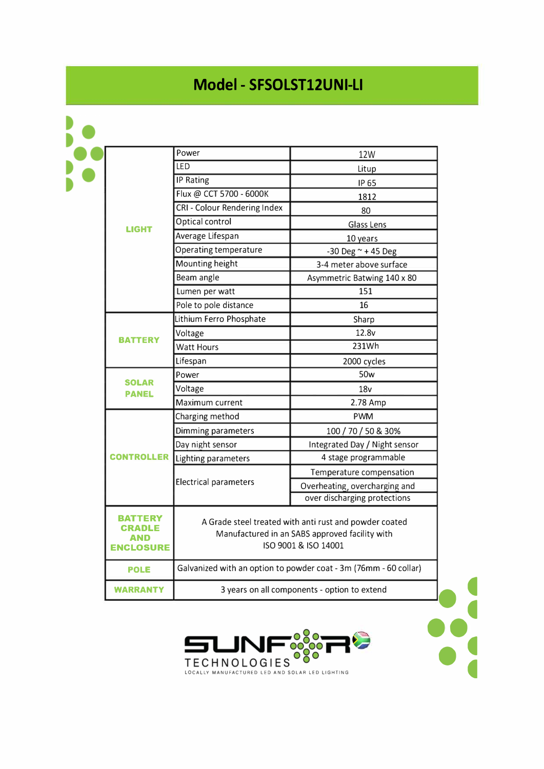# Model - SFSOLST12UNI-LI

| | | |
|---|---|---|
| **LIGHT** | Power | 12W |
| | LED | Litup |
| | IP Rating | IP 65 |
| | Flux @ CCT 5700 - 6000K | 1812 |
| | CRI - Colour Rendering Index | 80 |
| | Optical control | Glass Lens |
| | Average Lifespan | 10 years |
| | Operating temperature | -30 Deg ~ + 45 Deg |
| | Mounting height | 3-4 meter above surface |
| | Beam angle | Asymmetric Batwing 140 x 80 |
| | Lumen per watt | 151 |
| | Pole to pole distance | 16 |
| **BATTERY** | Lithium Ferro Phosphate | Sharp |
| | Voltage | 12.8v |
| | Watt Hours | 231Wh |
| | Lifespan | 2000 cycles |
| **SOLAR PANEL** | Power | 50w |
| | Voltage | 18v |
| | Maximum current | 2.78 Amp |
| **CONTROLLER** | Charging method | PWM |
| | Dimming parameters | 100 / 70 / 50 & 30% |
| | Day night sensor | Integrated Day / Night sensor |
| | Lighting parameters | 4 stage programmable |
| | Electrical parameters | Temperature compensation |
| | | Overheating, overcharging and over discharging protections |
| **BATTERY CRADLE AND ENCLOSURE** | A Grade steel treated with anti rust and powder coated Manufactured in an SABS approved facility with ISO 9001 & ISO 14001 | |
| **POLE** | Galvanized with an option to powder coat - 3m (76mm - 60 collar) | |
| **WARRANTY** | 3 years on all components - option to extend | |

SUNFOR TECHNOLOGIES

LOCALLY MANUFACTURED LED AND SOLAR LED LIGHTING